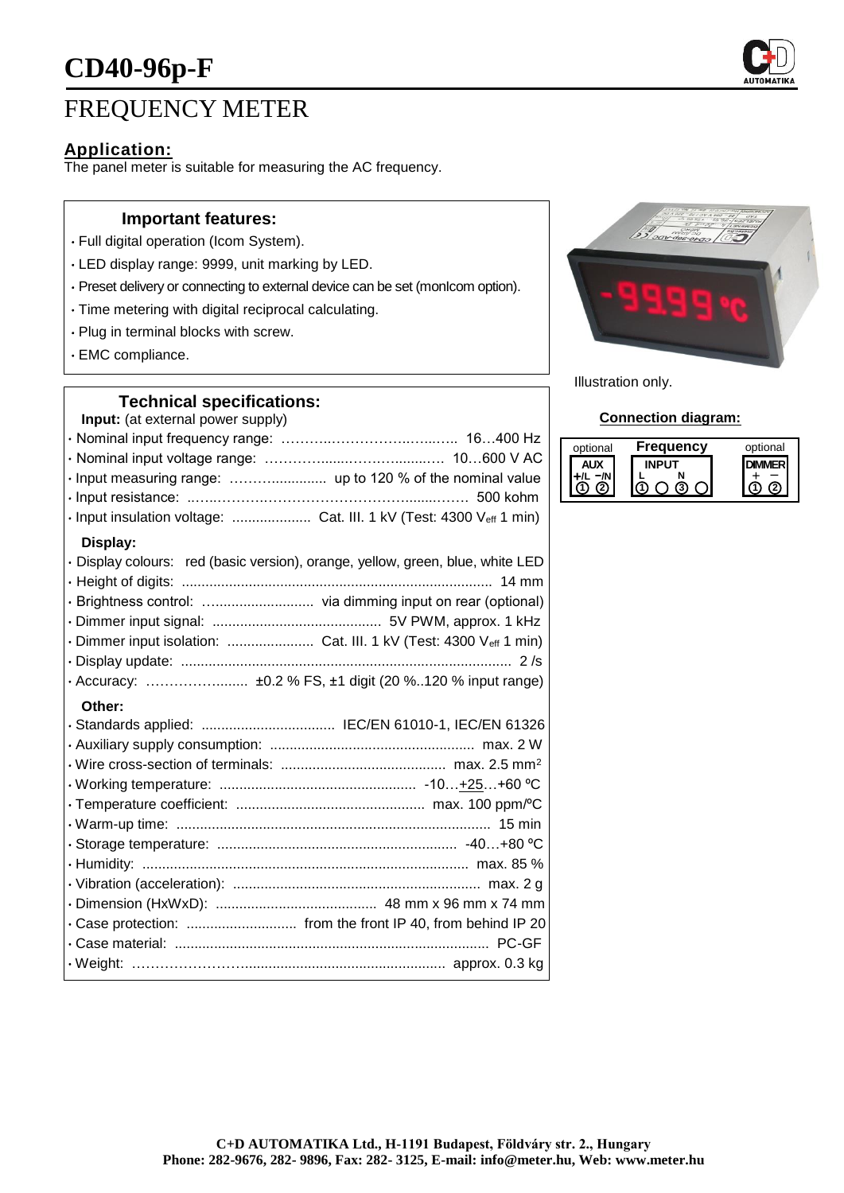# CD40-96p-F

## FREQUENCY METER

### Application:

The panel meter is suitable for measuring the AC frequency.

### Important features:

- Full digital operation (Icom System).
- LED display range: 9999, unit marking by LED.
- Preset delivery or connecting to external device can be set (monIcom option).
- Time metering with digital reciprocal calculating.
- Plug in terminal blocks with screw.
- EMC compliance.

Illustration only.

### Technical specifications:

**Input:** (at external power supply)

- Nominal input frequency range: .......... 16…400 Hz
- Nominal input voltage range: .......... 10…600 V AC
- Input measuring range: .......... up to 120 % of the nominal value
- Input resistance: .......... 500 kohm
- Input insulation voltage: .......... Cat. III. 1 kV (Test: 4300 $V_{eff}$ 1 min)

**Display:**

- Display colours: red (basic version), orange, yellow, green, blue, white LED
- Height of digits: .......... 14 mm
- Brightness control: .......... via dimming input on rear (optional)
- Dimmer input signal: .......... 5V PWM, approx. 1 kHz
- Dimmer input isolation: .......... Cat. III. 1 kV (Test: 4300 $V_{eff}$ 1 min)
- Display update: .......... 2 /s
- Accuracy: .......... ±0.2 % FS, ±1 digit (20 %..120 % input range)

**Other:**

- Standards applied: .......... IEC/EN 61010-1, IEC/EN 61326
- Auxiliary supply consumption: .......... max. 2 W
- Wire cross-section of terminals: .......... max. 2.5 mm²
- Working temperature: .......... -10…+25…+60 ºC
- Temperature coefficient: .......... max. 100 ppm/ºC
- Warm-up time: .......... 15 min
- Storage temperature: .......... -40…+80 ºC
- Humidity: .......... max. 85 %
- Vibration (acceleration): .......... max. 2 g
- Dimension (HxWxD): .......... 48 mm x 96 mm x 74 mm
- Case protection: .......... from the front IP 40, from behind IP 20
- Case material: .......... PC-GF
- Weight: .......... approx. 0.3 kg

### Connection diagram:

| optional | Frequency | optional |
|---|---|---|
| AUX | INPUT | DIMMER |
| +/L −/N | L N | + − |
| ① ② | ① ○ ③ ○ | ① ② |

C+D AUTOMATIKA Ltd., H-1191 Budapest, Földváry str. 2., Hungary
Phone: 282-9676, 282- 9896, Fax: 282- 3125, E-mail: info@meter.hu, Web: www.meter.hu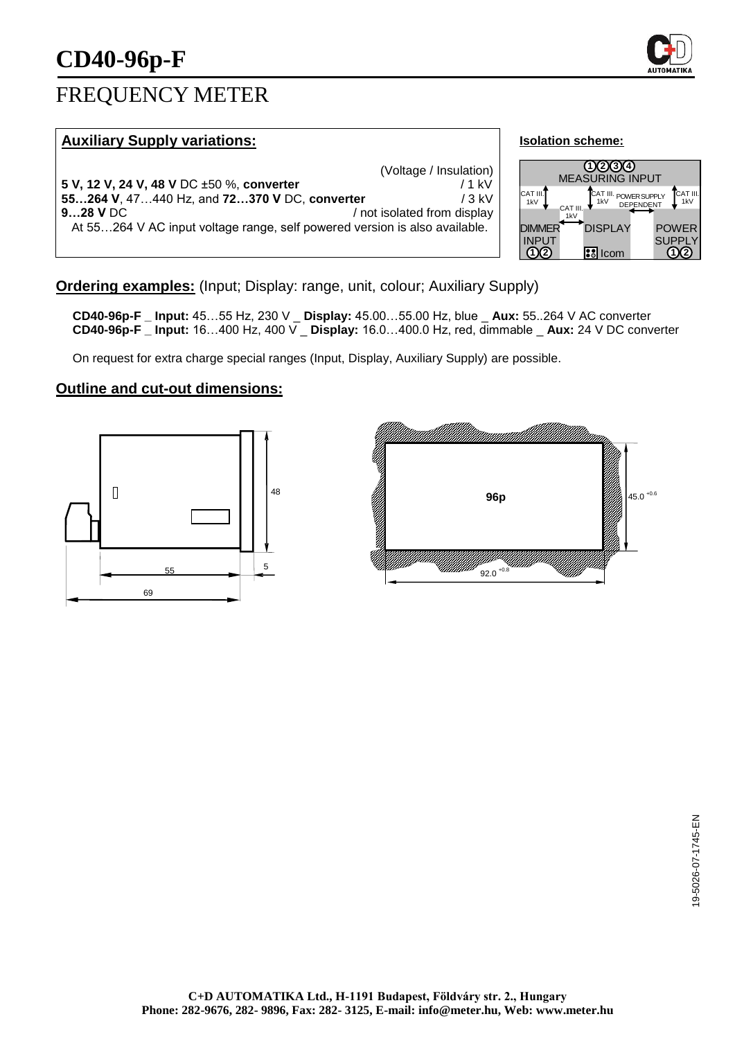# CD40-96p-F

## FREQUENCY METER

### Auxiliary Supply variations:

| | (Voltage / Insulation) |
|---|---|
| **5 V, 12 V, 24 V, 48 V** DC ±50 %, **converter** | / 1 kV |
| **55…264 V**, 47…440 Hz, and **72…370 V** DC, **converter** | / 3 kV |
| **9…28 V** DC | / not isolated from display |

At 55…264 V AC input voltage range, self powered version is also available.

### Isolation scheme:

①②③④
MEASURING INPUT
CAT III. 1kV
CAT III. 1kV
CAT III. 1kV
POWER SUPPLY DEPENDENT
CAT III. 1kV
DIMMER INPUT ①②
DISPLAY
Icom
POWER SUPPLY ①②

### Ordering examples: (Input; Display: range, unit, colour; Auxiliary Supply)

**CD40-96p-F _ Input:** 45…55 Hz, 230 V _ **Display:** 45.00…55.00 Hz, blue _ **Aux:** 55..264 V AC converter
**CD40-96p-F _ Input:** 16…400 Hz, 400 V _ **Display:** 16.0…400.0 Hz, red, dimmable _ **Aux:** 24 V DC converter

On request for extra charge special ranges (Input, Display, Auxiliary Supply) are possible.

### Outline and cut-out dimensions:

48
5
55
69

96p
$45.0^{+0.6}$
$92.0^{+0.8}$

19-5026-07-1745-EN

**C+D AUTOMATIKA Ltd., H-1191 Budapest, Földváry str. 2., Hungary**
**Phone: 282-9676, 282- 9896, Fax: 282- 3125, E-mail: info@meter.hu, Web: www.meter.hu**